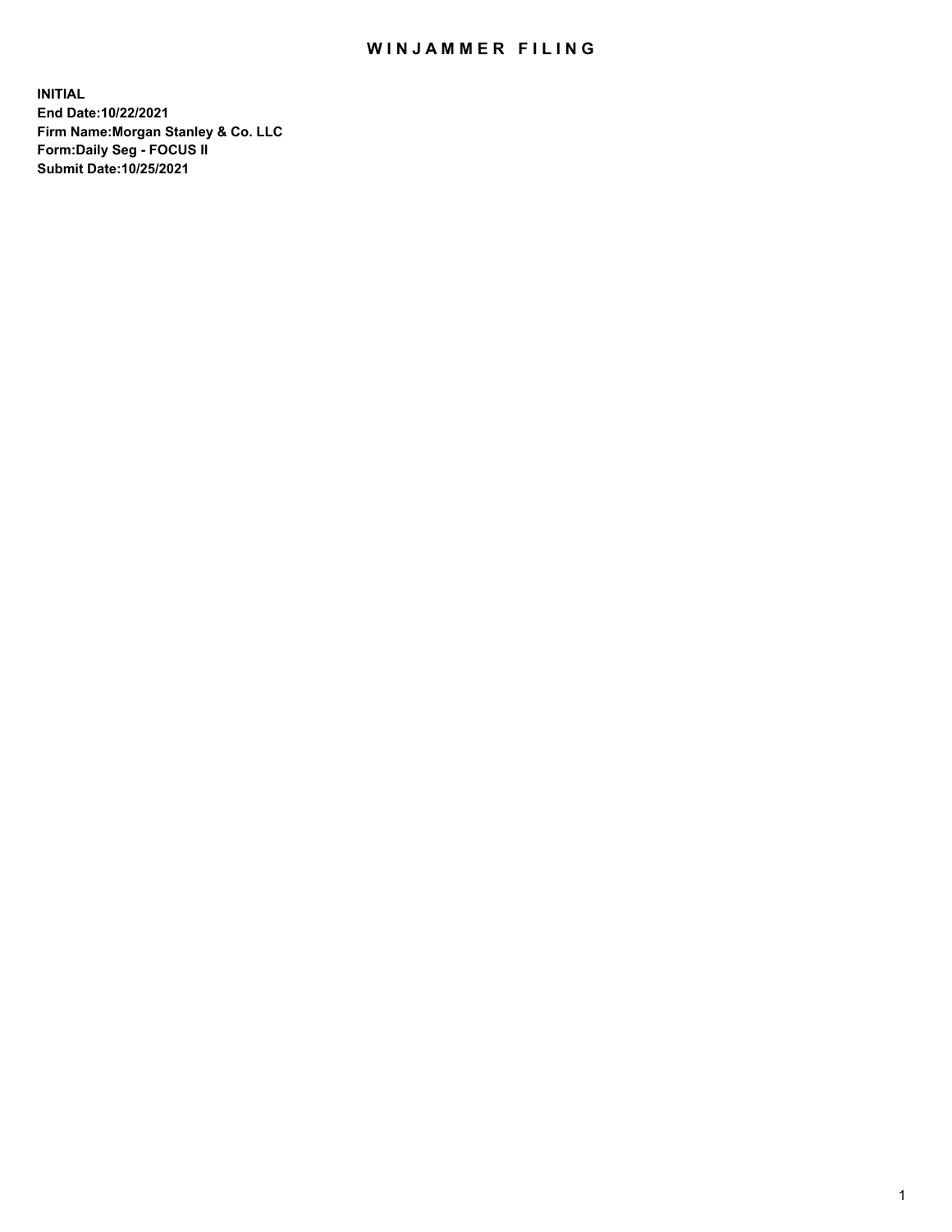# WINJAMMER FILING

**INITIAL**
**End Date:10/22/2021**
**Firm Name:Morgan Stanley & Co. LLC**
**Form:Daily Seg - FOCUS II**
**Submit Date:10/25/2021**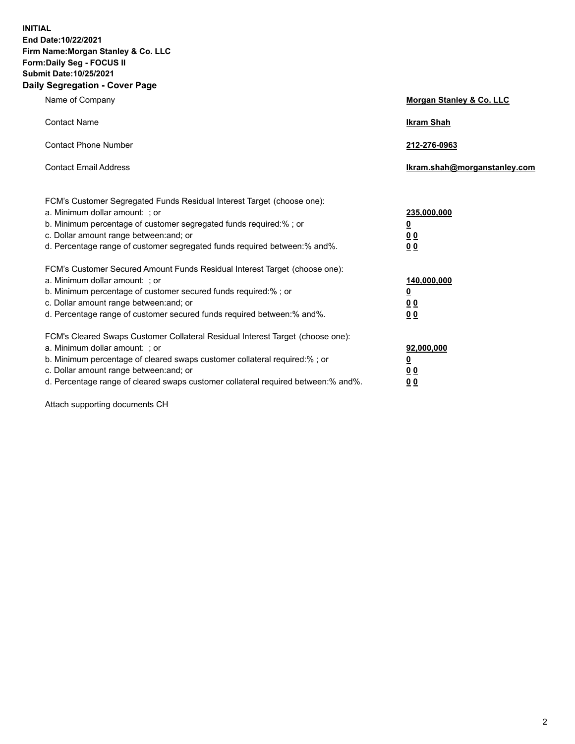**INITIAL**
**End Date:10/22/2021**
**Firm Name:Morgan Stanley & Co. LLC**
**Form:Daily Seg - FOCUS II**
**Submit Date:10/25/2021**

## Daily Segregation - Cover Page

| | |
|---|---|
| Name of Company | **Morgan Stanley & Co. LLC** |
| Contact Name | **Ikram Shah** |
| Contact Phone Number | **212-276-0963** |
| Contact Email Address | **Ikram.shah@morganstanley.com** |

| | |
|---|---|
| FCM's Customer Segregated Funds Residual Interest Target (choose one): | |
| a. Minimum dollar amount: ; or | **235,000,000** |
| b. Minimum percentage of customer segregated funds required:% ; or | **0** |
| c. Dollar amount range between:and; or | **0 0** |
| d. Percentage range of customer segregated funds required between:% and%. | **0 0** |
| FCM's Customer Secured Amount Funds Residual Interest Target (choose one): | |
| a. Minimum dollar amount: ; or | **140,000,000** |
| b. Minimum percentage of customer secured funds required:% ; or | **0** |
| c. Dollar amount range between:and; or | **0 0** |
| d. Percentage range of customer secured funds required between:% and%. | **0 0** |
| FCM's Cleared Swaps Customer Collateral Residual Interest Target (choose one): | |
| a. Minimum dollar amount: ; or | **92,000,000** |
| b. Minimum percentage of cleared swaps customer collateral required:% ; or | **0** |
| c. Dollar amount range between:and; or | **0 0** |
| d. Percentage range of cleared swaps customer collateral required between:% and%. | **0 0** |

Attach supporting documents CH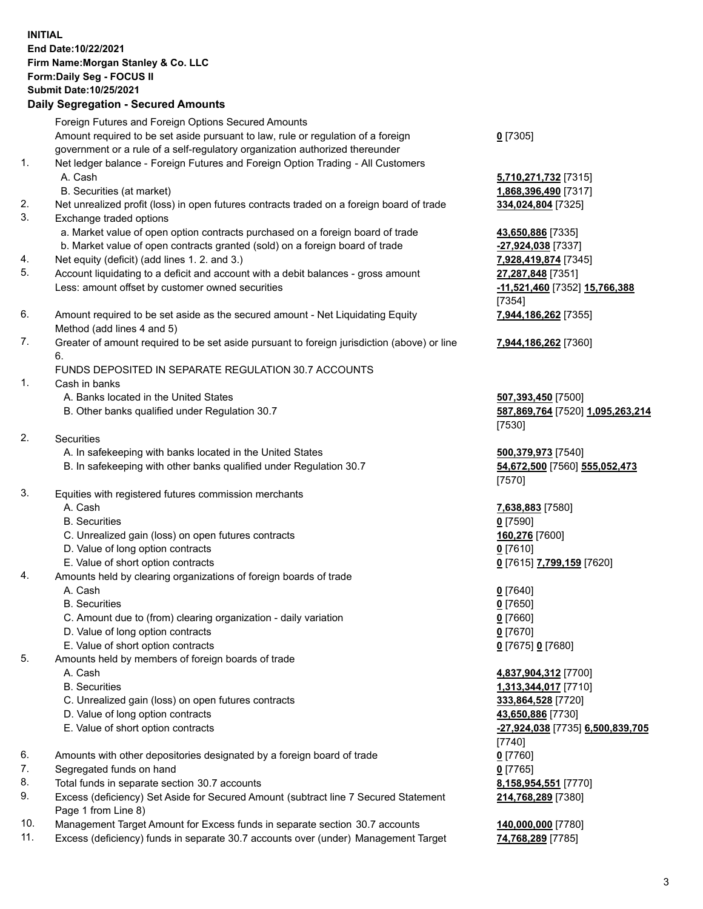**INITIAL**
**End Date:10/22/2021**
**Firm Name:Morgan Stanley & Co. LLC**
**Form:Daily Seg - FOCUS II**
**Submit Date:10/25/2021**

## Daily Segregation - Secured Amounts

| | | |
|---|---|---|
| | Foreign Futures and Foreign Options Secured Amounts | |
| | Amount required to be set aside pursuant to law, rule or regulation of a foreign government or a rule of a self-regulatory organization authorized thereunder | **0** [7305] |
| 1. | Net ledger balance - Foreign Futures and Foreign Option Trading - All Customers | |
| | A. Cash | **5,710,271,732** [7315] |
| | B. Securities (at market) | **1,868,396,490** [7317] |
| 2. | Net unrealized profit (loss) in open futures contracts traded on a foreign board of trade | **334,024,804** [7325] |
| 3. | Exchange traded options | |
| | a. Market value of open option contracts purchased on a foreign board of trade | **43,650,886** [7335] |
| | b. Market value of open contracts granted (sold) on a foreign board of trade | **-27,924,038** [7337] |
| 4. | Net equity (deficit) (add lines 1. 2. and 3.) | **7,928,419,874** [7345] |
| 5. | Account liquidating to a deficit and account with a debit balances - gross amount | **27,287,848** [7351] |
| | Less: amount offset by customer owned securities | **-11,521,460** [7352] **15,766,388** [7354] |
| 6. | Amount required to be set aside as the secured amount - Net Liquidating Equity Method (add lines 4 and 5) | **7,944,186,262** [7355] |
| 7. | Greater of amount required to be set aside pursuant to foreign jurisdiction (above) or line 6. | **7,944,186,262** [7360] |
| | FUNDS DEPOSITED IN SEPARATE REGULATION 30.7 ACCOUNTS | |
| 1. | Cash in banks | |
| | A. Banks located in the United States | **507,393,450** [7500] |
| | B. Other banks qualified under Regulation 30.7 | **587,869,764** [7520] **1,095,263,214** [7530] |
| 2. | Securities | |
| | A. In safekeeping with banks located in the United States | **500,379,973** [7540] |
| | B. In safekeeping with other banks qualified under Regulation 30.7 | **54,672,500** [7560] **555,052,473** [7570] |
| 3. | Equities with registered futures commission merchants | |
| | A. Cash | **7,638,883** [7580] |
| | B. Securities | **0** [7590] |
| | C. Unrealized gain (loss) on open futures contracts | **160,276** [7600] |
| | D. Value of long option contracts | **0** [7610] |
| | E. Value of short option contracts | **0** [7615] **7,799,159** [7620] |
| 4. | Amounts held by clearing organizations of foreign boards of trade | |
| | A. Cash | **0** [7640] |
| | B. Securities | **0** [7650] |
| | C. Amount due to (from) clearing organization - daily variation | **0** [7660] |
| | D. Value of long option contracts | **0** [7670] |
| | E. Value of short option contracts | **0** [7675] **0** [7680] |
| 5. | Amounts held by members of foreign boards of trade | |
| | A. Cash | **4,837,904,312** [7700] |
| | B. Securities | **1,313,344,017** [7710] |
| | C. Unrealized gain (loss) on open futures contracts | **333,864,528** [7720] |
| | D. Value of long option contracts | **43,650,886** [7730] |
| | E. Value of short option contracts | **-27,924,038** [7735] **6,500,839,705** [7740] |
| 6. | Amounts with other depositories designated by a foreign board of trade | **0** [7760] |
| 7. | Segregated funds on hand | **0** [7765] |
| 8. | Total funds in separate section 30.7 accounts | **8,158,954,551** [7770] |
| 9. | Excess (deficiency) Set Aside for Secured Amount (subtract line 7 Secured Statement Page 1 from Line 8) | **214,768,289** [7380] |
| 10. | Management Target Amount for Excess funds in separate section 30.7 accounts | **140,000,000** [7780] |
| 11. | Excess (deficiency) funds in separate 30.7 accounts over (under) Management Target | **74,768,289** [7785] |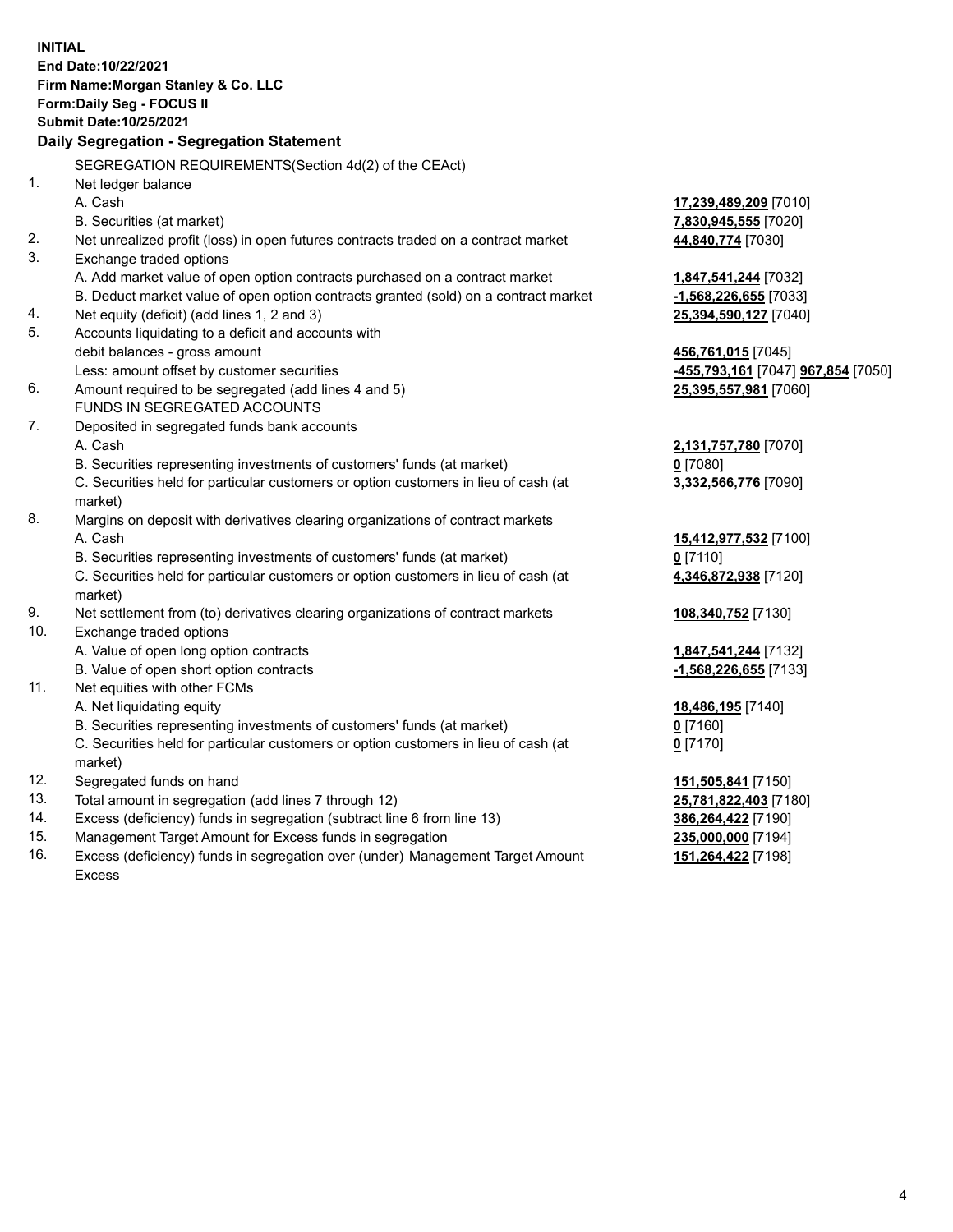**INITIAL**
**End Date:10/22/2021**
**Firm Name:Morgan Stanley & Co. LLC**
**Form:Daily Seg - FOCUS II**
**Submit Date:10/25/2021**
**Daily Segregation - Segregation Statement**

SEGREGATION REQUIREMENTS(Section 4d(2) of the CEAct)

| | | |
|---|---|---|
| 1. | Net ledger balance | |
| | A. Cash | **17,239,489,209** [7010] |
| | B. Securities (at market) | **7,830,945,555** [7020] |
| 2. | Net unrealized profit (loss) in open futures contracts traded on a contract market | **44,840,774** [7030] |
| 3. | Exchange traded options | |
| | A. Add market value of open option contracts purchased on a contract market | **1,847,541,244** [7032] |
| | B. Deduct market value of open option contracts granted (sold) on a contract market | **-1,568,226,655** [7033] |
| 4. | Net equity (deficit) (add lines 1, 2 and 3) | **25,394,590,127** [7040] |
| 5. | Accounts liquidating to a deficit and accounts with debit balances - gross amount | **456,761,015** [7045] |
| | Less: amount offset by customer securities | **-455,793,161** [7047] **967,854** [7050] |
| 6. | Amount required to be segregated (add lines 4 and 5) | **25,395,557,981** [7060] |
| | FUNDS IN SEGREGATED ACCOUNTS | |
| 7. | Deposited in segregated funds bank accounts | |
| | A. Cash | **2,131,757,780** [7070] |
| | B. Securities representing investments of customers' funds (at market) | **0** [7080] |
| | C. Securities held for particular customers or option customers in lieu of cash (at market) | **3,332,566,776** [7090] |
| 8. | Margins on deposit with derivatives clearing organizations of contract markets | |
| | A. Cash | **15,412,977,532** [7100] |
| | B. Securities representing investments of customers' funds (at market) | **0** [7110] |
| | C. Securities held for particular customers or option customers in lieu of cash (at market) | **4,346,872,938** [7120] |
| 9. | Net settlement from (to) derivatives clearing organizations of contract markets | **108,340,752** [7130] |
| 10. | Exchange traded options | |
| | A. Value of open long option contracts | **1,847,541,244** [7132] |
| | B. Value of open short option contracts | **-1,568,226,655** [7133] |
| 11. | Net equities with other FCMs | |
| | A. Net liquidating equity | **18,486,195** [7140] |
| | B. Securities representing investments of customers' funds (at market) | **0** [7160] |
| | C. Securities held for particular customers or option customers in lieu of cash (at market) | **0** [7170] |
| 12. | Segregated funds on hand | **151,505,841** [7150] |
| 13. | Total amount in segregation (add lines 7 through 12) | **25,781,822,403** [7180] |
| 14. | Excess (deficiency) funds in segregation (subtract line 6 from line 13) | **386,264,422** [7190] |
| 15. | Management Target Amount for Excess funds in segregation | **235,000,000** [7194] |
| 16. | Excess (deficiency) funds in segregation over (under) Management Target Amount Excess | **151,264,422** [7198] |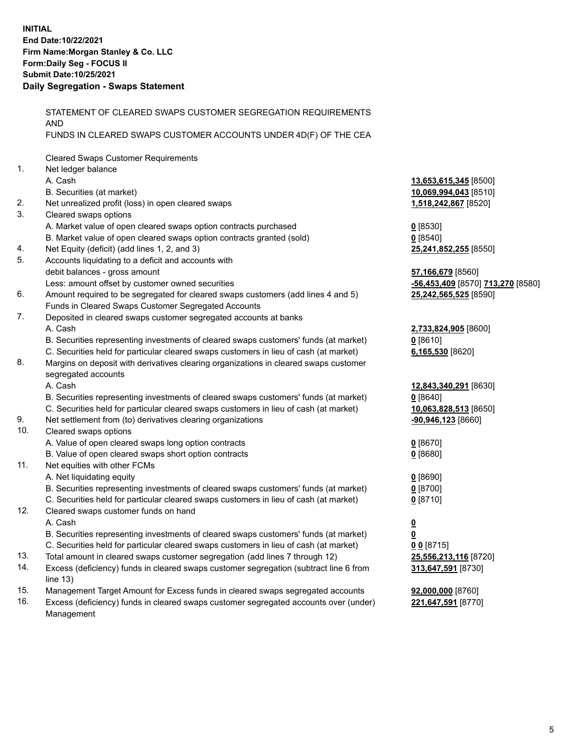**INITIAL**
**End Date:10/22/2021**
**Firm Name:Morgan Stanley & Co. LLC**
**Form:Daily Seg - FOCUS II**
**Submit Date:10/25/2021**
**Daily Segregation - Swaps Statement**

STATEMENT OF CLEARED SWAPS CUSTOMER SEGREGATION REQUIREMENTS AND FUNDS IN CLEARED SWAPS CUSTOMER ACCOUNTS UNDER 4D(F) OF THE CEA

| | | |
|---|---|---|
| | Cleared Swaps Customer Requirements | |
| 1. | Net ledger balance | |
| | A. Cash | **13,653,615,345** [8500] |
| | B. Securities (at market) | **10,069,994,043** [8510] |
| 2. | Net unrealized profit (loss) in open cleared swaps | **1,518,242,867** [8520] |
| 3. | Cleared swaps options | |
| | A. Market value of open cleared swaps option contracts purchased | **0** [8530] |
| | B. Market value of open cleared swaps option contracts granted (sold) | **0** [8540] |
| 4. | Net Equity (deficit) (add lines 1, 2, and 3) | **25,241,852,255** [8550] |
| 5. | Accounts liquidating to a deficit and accounts with debit balances - gross amount | **57,166,679** [8560] |
| | Less: amount offset by customer owned securities | **-56,453,409** [8570] **713,270** [8580] |
| 6. | Amount required to be segregated for cleared swaps customers (add lines 4 and 5) | **25,242,565,525** [8590] |
| | Funds in Cleared Swaps Customer Segregated Accounts | |
| 7. | Deposited in cleared swaps customer segregated accounts at banks | |
| | A. Cash | **2,733,824,905** [8600] |
| | B. Securities representing investments of cleared swaps customers' funds (at market) | **0** [8610] |
| | C. Securities held for particular cleared swaps customers in lieu of cash (at market) | **6,165,530** [8620] |
| 8. | Margins on deposit with derivatives clearing organizations in cleared swaps customer segregated accounts | |
| | A. Cash | **12,843,340,291** [8630] |
| | B. Securities representing investments of cleared swaps customers' funds (at market) | **0** [8640] |
| | C. Securities held for particular cleared swaps customers in lieu of cash (at market) | **10,063,828,513** [8650] |
| 9. | Net settlement from (to) derivatives clearing organizations | **-90,946,123** [8660] |
| 10. | Cleared swaps options | |
| | A. Value of open cleared swaps long option contracts | **0** [8670] |
| | B. Value of open cleared swaps short option contracts | **0** [8680] |
| 11. | Net equities with other FCMs | |
| | A. Net liquidating equity | **0** [8690] |
| | B. Securities representing investments of cleared swaps customers' funds (at market) | **0** [8700] |
| | C. Securities held for particular cleared swaps customers in lieu of cash (at market) | **0** [8710] |
| 12. | Cleared swaps customer funds on hand | |
| | A. Cash | **0** |
| | B. Securities representing investments of cleared swaps customers' funds (at market) | **0** |
| | C. Securities held for particular cleared swaps customers in lieu of cash (at market) | **0** **0** [8715] |
| 13. | Total amount in cleared swaps customer segregation (add lines 7 through 12) | **25,556,213,116** [8720] |
| 14. | Excess (deficiency) funds in cleared swaps customer segregation (subtract line 6 from line 13) | **313,647,591** [8730] |
| 15. | Management Target Amount for Excess funds in cleared swaps segregated accounts | **92,000,000** [8760] |
| 16. | Excess (deficiency) funds in cleared swaps customer segregated accounts over (under) Management | **221,647,591** [8770] |